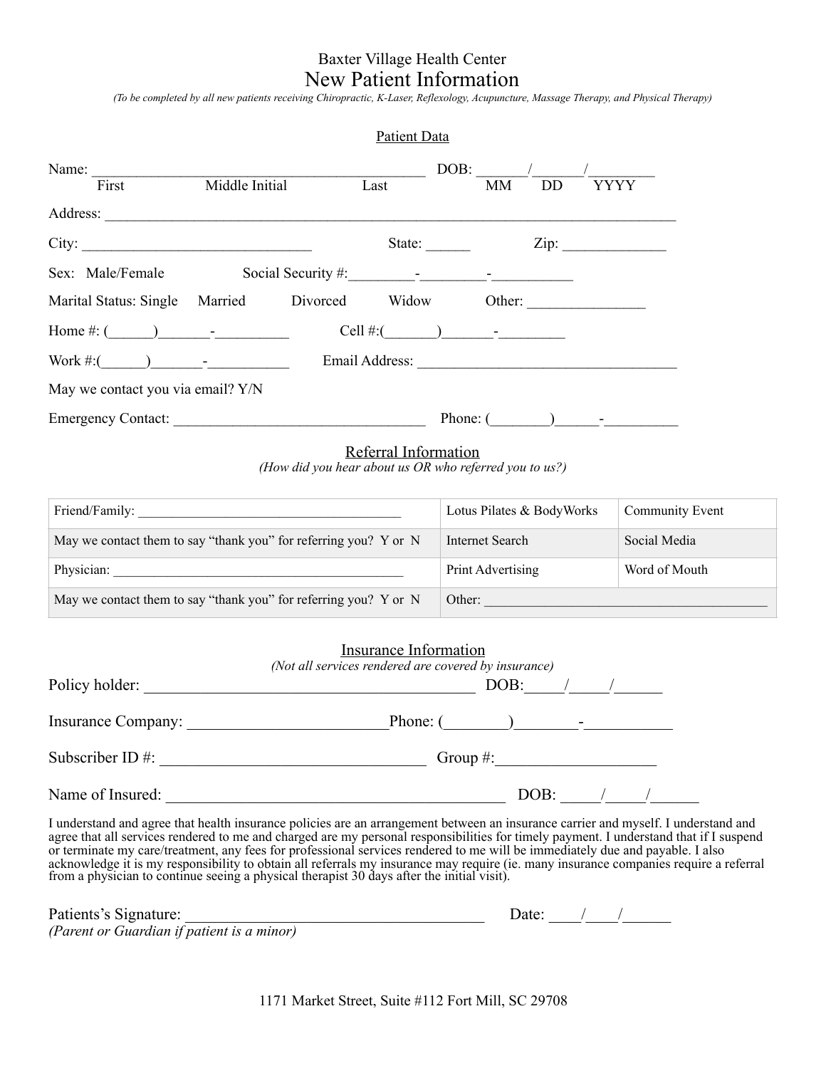Baxter Village Health Center

# New Patient Information

*(To be completed by all new patients receiving Chiropractic, K-Laser, Reflexology, Acupuncture, Massage Therapy, and Physical Therapy)*

## Patient Data

Name: _____________________________________________ DOB: ______/______/_________
First Middle Initial Last MM DD YYYY

Address: ______________________________________________________________________________

City: ______________________________ State: ______ Zip: ______________

Sex: Male/Female Social Security #:_________-_________-___________

Marital Status: Single Married Divorced Widow Other: ________________

Home #: (______)_______-__________ Cell #:(_______)_______-_________

Work #:(______)_______-___________ Email Address: ___________________________________

May we contact you via email? Y/N

Emergency Contact: __________________________________ Phone: (________)______-__________

## Referral Information

*(How did you hear about us OR who referred you to us?)*

| | | |
|---|---|---|
| Friend/Family: _______________________________________ | Lotus Pilates & BodyWorks | Community Event |
| May we contact them to say "thank you" for referring you? Y or N | Internet Search | Social Media |
| Physician: ___________________________________________ | Print Advertising | Word of Mouth |
| May we contact them to say "thank you" for referring you? Y or N | Other: _______________________________________ | |

## Insurance Information

*(Not all services rendered are covered by insurance)*

Policy holder: __________________________________________ DOB:_____/_____/______

Insurance Company: _________________________Phone: (________)________-___________

Subscriber ID #: _________________________________ Group #:____________________

Name of Insured: __________________________________________ DOB: _____/_____/______

I understand and agree that health insurance policies are an arrangement between an insurance carrier and myself. I understand and agree that all services rendered to me and charged are my personal responsibilities for timely payment. I understand that if I suspend or terminate my care/treatment, any fees for professional services rendered to me will be immediately due and payable. I also acknowledge it is my responsibility to obtain all referrals my insurance may require (ie. many insurance companies require a referral from a physician to continue seeing a physical therapist 30 days after the initial visit).

Patients's Signature: ______________________________________ Date: ____/____/______
*(Parent or Guardian if patient is a minor)*

1171 Market Street, Suite #112 Fort Mill, SC 29708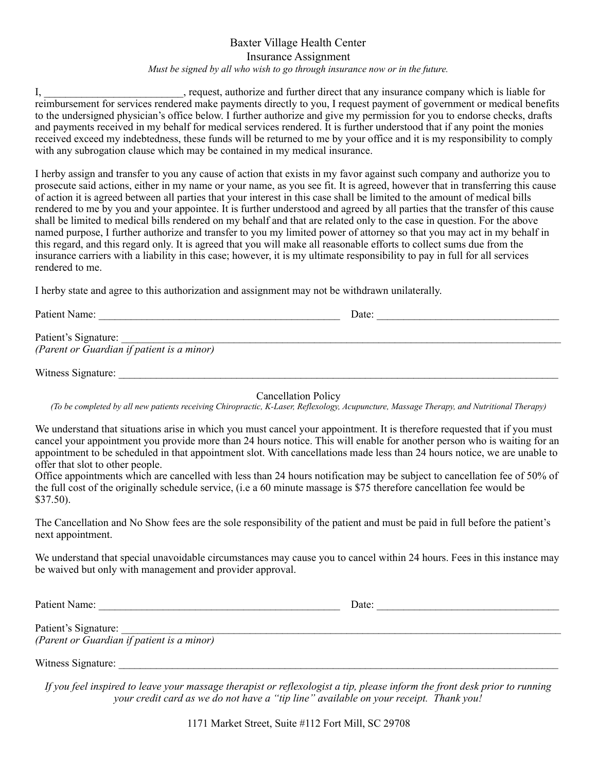# Baxter Village Health Center

## Insurance Assignment

*Must be signed by all who wish to go through insurance now or in the future.*

I, __________________________, request, authorize and further direct that any insurance company which is liable for reimbursement for services rendered make payments directly to you, I request payment of government or medical benefits to the undersigned physician's office below. I further authorize and give my permission for you to endorse checks, drafts and payments received in my behalf for medical services rendered. It is further understood that if any point the monies received exceed my indebtedness, these funds will be returned to me by your office and it is my responsibility to comply with any subrogation clause which may be contained in my medical insurance.

I herby assign and transfer to you any cause of action that exists in my favor against such company and authorize you to prosecute said actions, either in my name or your name, as you see fit. It is agreed, however that in transferring this cause of action it is agreed between all parties that your interest in this case shall be limited to the amount of medical bills rendered to me by you and your appointee. It is further understood and agreed by all parties that the transfer of this cause shall be limited to medical bills rendered on my behalf and that are related only to the case in question. For the above named purpose, I further authorize and transfer to you my limited power of attorney so that you may act in my behalf in this regard, and this regard only. It is agreed that you will make all reasonable efforts to collect sums due from the insurance carriers with a liability in this case; however, it is my ultimate responsibility to pay in full for all services rendered to me.

I herby state and agree to this authorization and assignment may not be withdrawn unilaterally.

Patient Name: _______________________________________________ Date: __________________________________

Patient's Signature: ____________________________________________________________________________________
*(Parent or Guardian if patient is a minor)*

Witness Signature: _____________________________________________________________________________________

## Cancellation Policy

*(To be completed by all new patients receiving Chiropractic, K-Laser, Reflexology, Acupuncture, Massage Therapy, and Nutritional Therapy)*

We understand that situations arise in which you must cancel your appointment. It is therefore requested that if you must cancel your appointment you provide more than 24 hours notice. This will enable for another person who is waiting for an appointment to be scheduled in that appointment slot. With cancellations made less than 24 hours notice, we are unable to offer that slot to other people.
Office appointments which are cancelled with less than 24 hours notification may be subject to cancellation fee of 50% of the full cost of the originally schedule service, (i.e a 60 minute massage is $75 therefore cancellation fee would be $37.50).

The Cancellation and No Show fees are the sole responsibility of the patient and must be paid in full before the patient's next appointment.

We understand that special unavoidable circumstances may cause you to cancel within 24 hours. Fees in this instance may be waived but only with management and provider approval.

Patient Name: _______________________________________________ Date: __________________________________

Patient's Signature: ____________________________________________________________________________________
*(Parent or Guardian if patient is a minor)*

Witness Signature: _____________________________________________________________________________________

*If you feel inspired to leave your massage therapist or reflexologist a tip, please inform the front desk prior to running your credit card as we do not have a "tip line" available on your receipt. Thank you!*

1171 Market Street, Suite #112 Fort Mill, SC 29708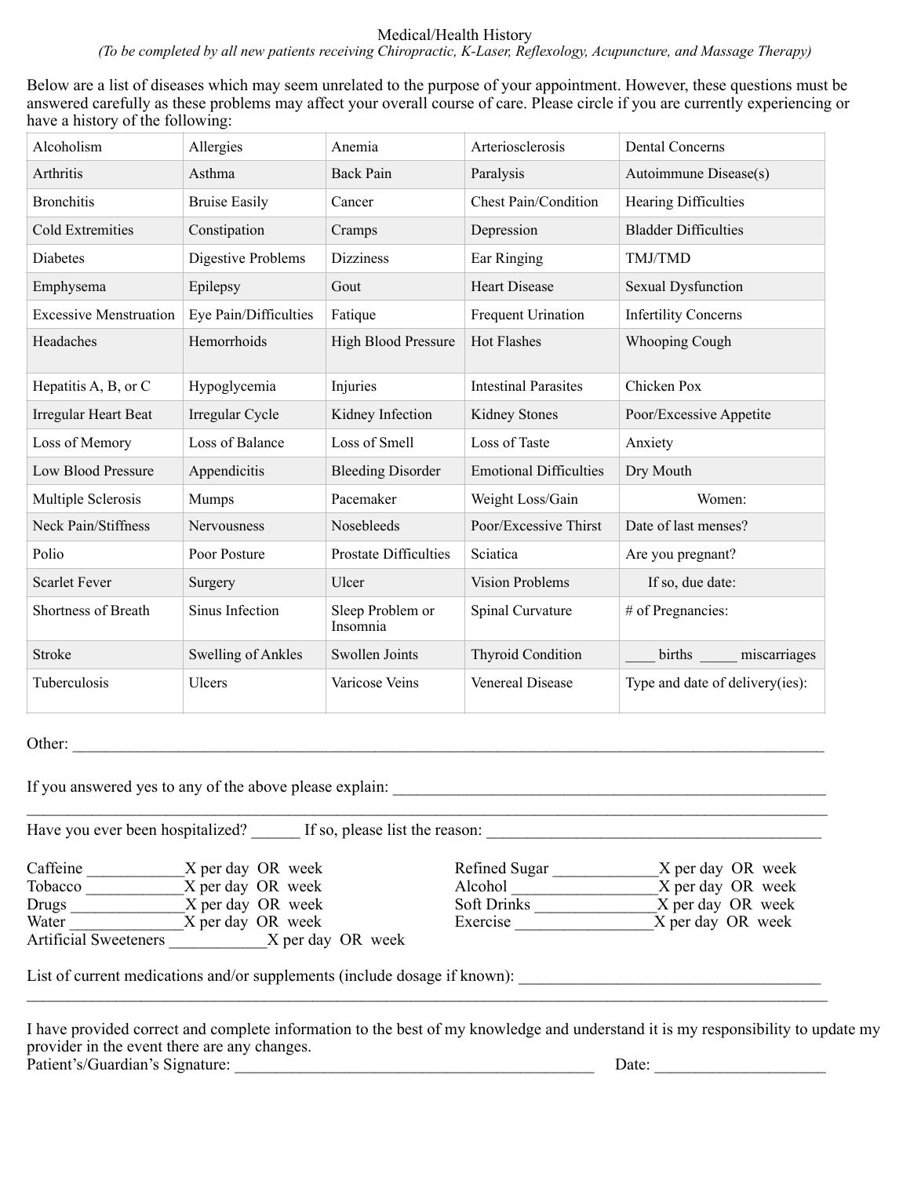# Medical/Health History

*(To be completed by all new patients receiving Chiropractic, K-Laser, Reflexology, Acupuncture, and Massage Therapy)*

Below are a list of diseases which may seem unrelated to the purpose of your appointment. However, these questions must be answered carefully as these problems may affect your overall course of care. Please circle if you are currently experiencing or have a history of the following:

| | | | | |
|---|---|---|---|---|
| Alcoholism | Allergies | Anemia | Arteriosclerosis | Dental Concerns |
| Arthritis | Asthma | Back Pain | Paralysis | Autoimmune Disease(s) |
| Bronchitis | Bruise Easily | Cancer | Chest Pain/Condition | Hearing Difficulties |
| Cold Extremities | Constipation | Cramps | Depression | Bladder Difficulties |
| Diabetes | Digestive Problems | Dizziness | Ear Ringing | TMJ/TMD |
| Emphysema | Epilepsy | Gout | Heart Disease | Sexual Dysfunction |
| Excessive Menstruation | Eye Pain/Difficulties | Fatique | Frequent Urination | Infertility Concerns |
| Headaches | Hemorrhoids | High Blood Pressure | Hot Flashes | Whooping Cough |
| Hepatitis A, B, or C | Hypoglycemia | Injuries | Intestinal Parasites | Chicken Pox |
| Irregular Heart Beat | Irregular Cycle | Kidney Infection | Kidney Stones | Poor/Excessive Appetite |
| Loss of Memory | Loss of Balance | Loss of Smell | Loss of Taste | Anxiety |
| Low Blood Pressure | Appendicitis | Bleeding Disorder | Emotional Difficulties | Dry Mouth |
| Multiple Sclerosis | Mumps | Pacemaker | Weight Loss/Gain | Women: |
| Neck Pain/Stiffness | Nervousness | Nosebleeds | Poor/Excessive Thirst | Date of last menses? |
| Polio | Poor Posture | Prostate Difficulties | Sciatica | Are you pregnant? |
| Scarlet Fever | Surgery | Ulcer | Vision Problems | If so, due date: |
| Shortness of Breath | Sinus Infection | Sleep Problem or Insomnia | Spinal Curvature | # of Pregnancies: |
| Stroke | Swelling of Ankles | Swollen Joints | Thyroid Condition | ____ births _____ miscarriages |
| Tuberculosis | Ulcers | Varicose Veins | Venereal Disease | Type and date of delivery(ies): |

Other: ______________________________________________________________________________________________

If you answered yes to any of the above please explain: ______________________________________________________
______________________________________________________________________________________________

Have you ever been hospitalized? ______ If so, please list the reason: ________________________________________

Caffeine ____________X per day OR week
Tobacco ____________X per day OR week
Drugs ______________X per day OR week
Water ______________X per day OR week
Artificial Sweeteners ____________X per day OR week

Refined Sugar _____________X per day OR week
Alcohol __________________X per day OR week
Soft Drinks _______________X per day OR week
Exercise _________________X per day OR week

List of current medications and/or supplements (include dosage if known): ____________________________________
______________________________________________________________________________________________

I have provided correct and complete information to the best of my knowledge and understand it is my responsibility to update my provider in the event there are any changes.

Patient's/Guardian's Signature: ____________________________________________ Date: ____________________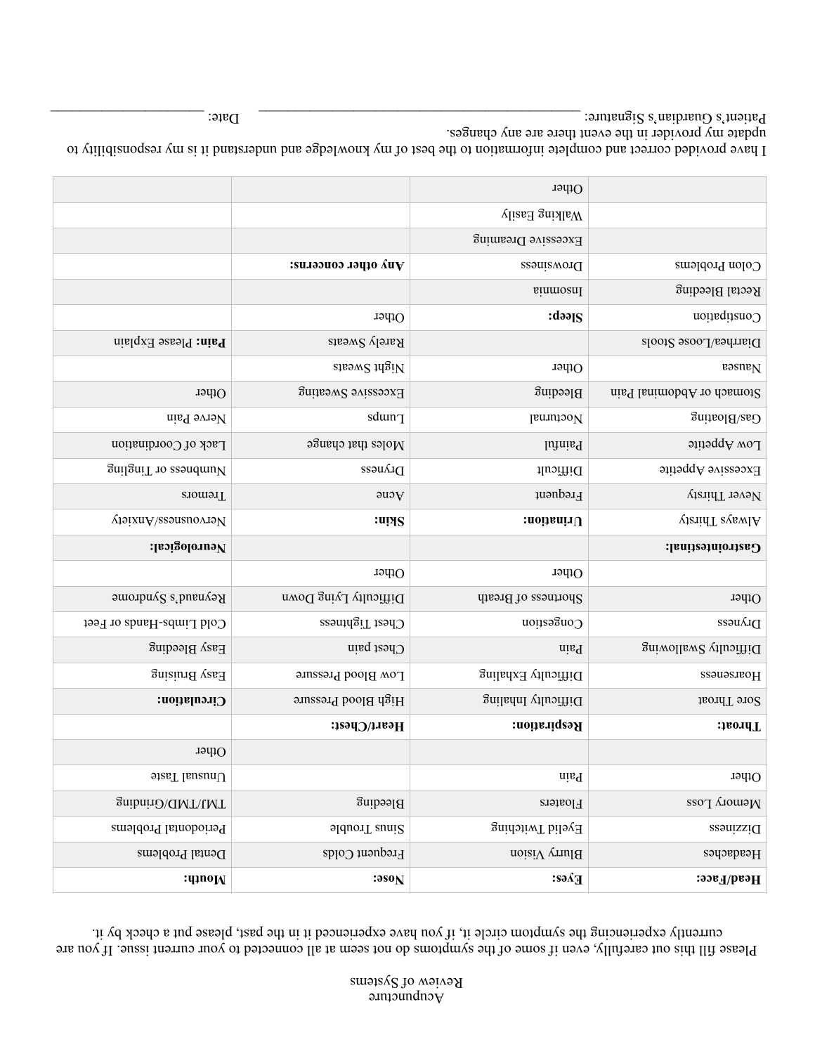# Acupuncture
## Review of Systems

Please fill this out carefully, even if some of the symptoms do not seem at all connected to your current issue. If you are currently experiencing the symptom circle it, if you have experienced it in the past, please put a check by it.

| **Head/Face:** | **Eyes:** | **Nose:** | **Mouth:** |
|---|---|---|---|
| Headaches | Blurry Vision | Frequent Colds | Dental Problems |
| Dizziness | Eyelid Twitching | Sinus Trouble | Periodontal Problems |
| Memory Loss | Floaters | Bleeding | TMJ/TMD/Grinding |
| Other | Pain | | Unusual Taste |
| | | | Other |
| **Throat:** | **Respiration:** | **Heart/Chest:** | |
| Sore Throat | Difficulty Inhaling | High Blood Pressure | **Circulation:** |
| Hoarseness | Difficulty Exhaling | Low Blood Pressure | Easy Bruising |
| Difficulty Swallowing | Pain | Chest pain | Easy Bleeding |
| Dryness | Congestion | Chest Tightness | Cold Limbs-Hands or Feet |
| Other | Shortness of Breath | Difficulty Lying Down | Reynaud's Syndrome |
| | Other | Other | |
| **Gastrointestinal:** | | | **Neurological:** |
| Always Thirsty | **Urination:** | **Skin:** | Nervousness/Anxiety |
| Never Thirsty | Frequent | Acne | Tremors |
| Excessive Appetite | Difficult | Dryness | Numbness or Tingling |
| Low Appetite | Painful | Moles that change | Lack of Coordination |
| Gas/Bloating | Nocturnal | Lumps | Nerve Pain |
| Stomach or Abdominal Pain | Bleeding | Excessive Sweating | Other |
| Nausea | Other | Night Sweats | |
| Diarrhea/Loose Stools | | Rarely Sweats | **Pain:** Please Explain |
| Constipation | **Sleep:** | Other | |
| Rectal Bleeding | Insomnia | | |
| Colon Problems | Drowsiness | **Any other concerns:** | |
| | Excessive Dreaming | | |
| | Walking Easily | | |
| | Other | | |

I have provided correct and complete information to the best of my knowledge and understand it is my responsibility to update my provider in the event there are any changes.

Patient's Guardian's Signature: ________________________________________ Date: ______________________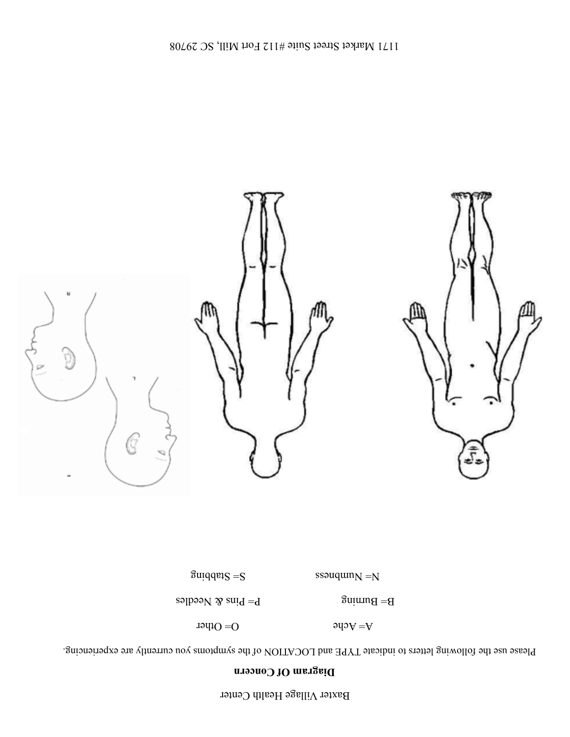Baxter Village Health Center

**Diagram Of Concern**

Please use the following letters to indicate TYPE and LOCATION of the symptoms you currently are experiencing.

A= Ache O= Other

B= Burning P= Pins & Needles

N= Numbness S= Stabbing

1171 Market Street Suite #112 Fort Mill, SC 29708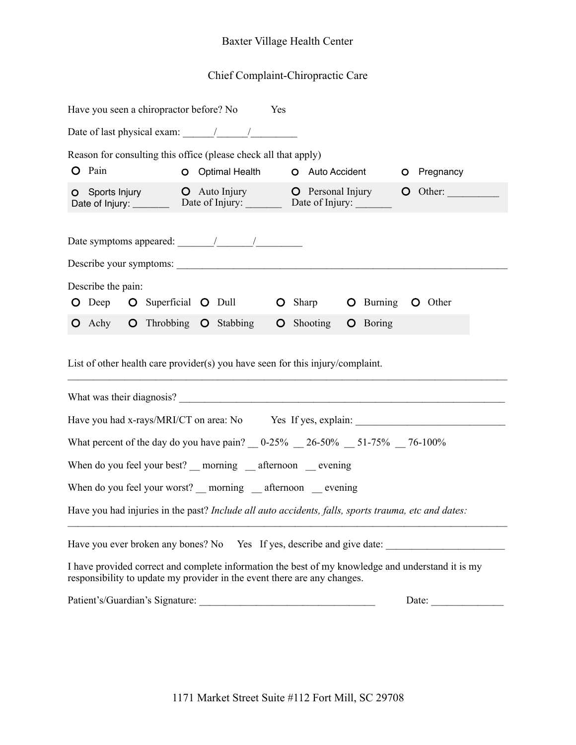Baxter Village Health Center

Chief Complaint-Chiropractic Care

Have you seen a chiropractor before? No Yes

Date of last physical exam: ______/______/_________

Reason for consulting this office (please check all that apply)

| | | | |
|---|---|---|---|
| O Pain | O Optimal Health | O Auto Accident | O Pregnancy |
| O Sports Injury Date of Injury: _______ | O Auto Injury Date of Injury: _______ | O Personal Injury Date of Injury: _______ | O Other: __________ |

Date symptoms appeared: _______/_______/_________

Describe your symptoms: ___________________________________________________________________

Describe the pain:

| | | | | | |
|---|---|---|---|---|---|
| O Deep | O Superficial | O Dull | O Sharp | O Burning | O Other |
| O Achy | O Throbbing | O Stabbing | O Shooting | O Boring | |

List of other health care provider(s) you have seen for this injury/complaint.
_____________________________________________________________________________________________

What was their diagnosis? _______________________________________________________________________

Have you had x-rays/MRI/CT on area: No Yes If yes, explain: _____________________________

What percent of the day do you have pain? __ 0-25% __ 26-50% __ 51-75% __ 76-100%

When do you feel your best? __ morning __ afternoon __ evening

When do you feel your worst? __ morning __ afternoon __ evening

Have you had injuries in the past? *Include all auto accidents, falls, sports trauma, etc and dates:*
_____________________________________________________________________________________________

Have you ever broken any bones? No Yes If yes, describe and give date: _______________________

I have provided correct and complete information the best of my knowledge and understand it is my responsibility to update my provider in the event there are any changes.

Patient's/Guardian's Signature: __________________________________ Date: ______________

1171 Market Street Suite #112 Fort Mill, SC 29708